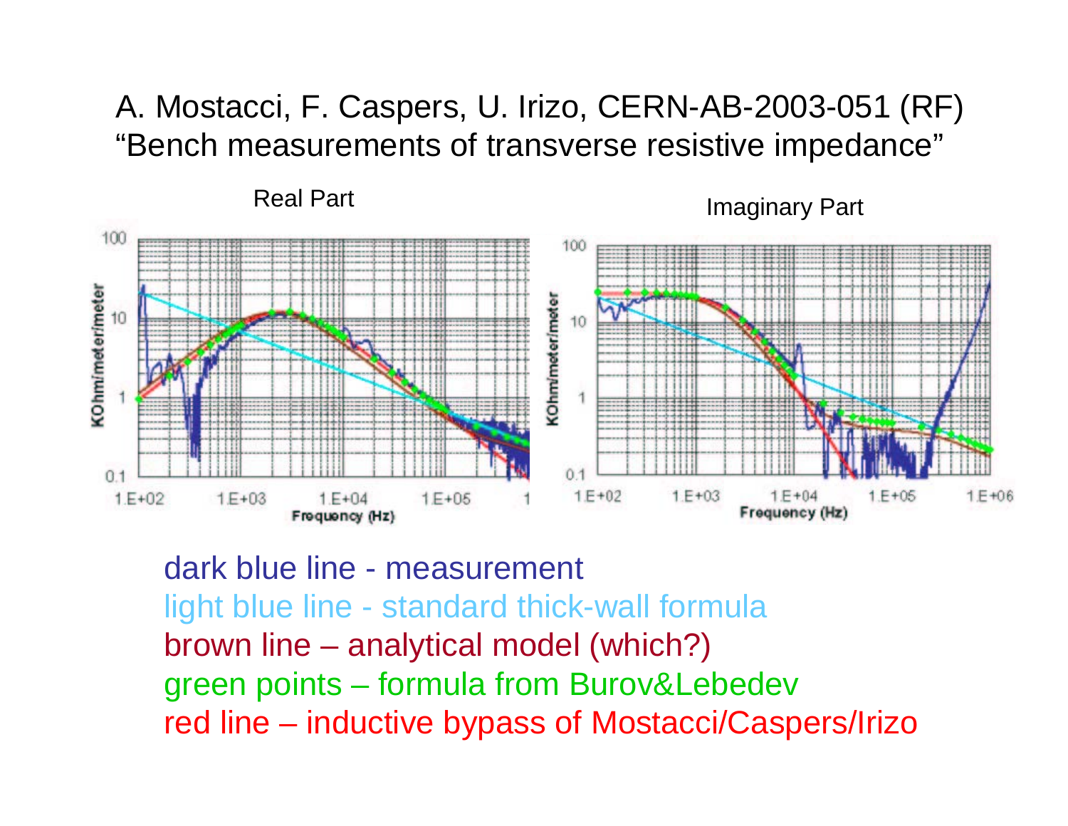A. Mostacci, F. Caspers, U. Irizo, CERN-AB-2003-051 (RF)
"Bench measurements of transverse resistive impedance"

Real Part

Imaginary Part

dark blue line - measurement
light blue line - standard thick-wall formula
brown line – analytical model (which?)
green points – formula from Burov&Lebedev
red line – inductive bypass of Mostacci/Caspers/Irizo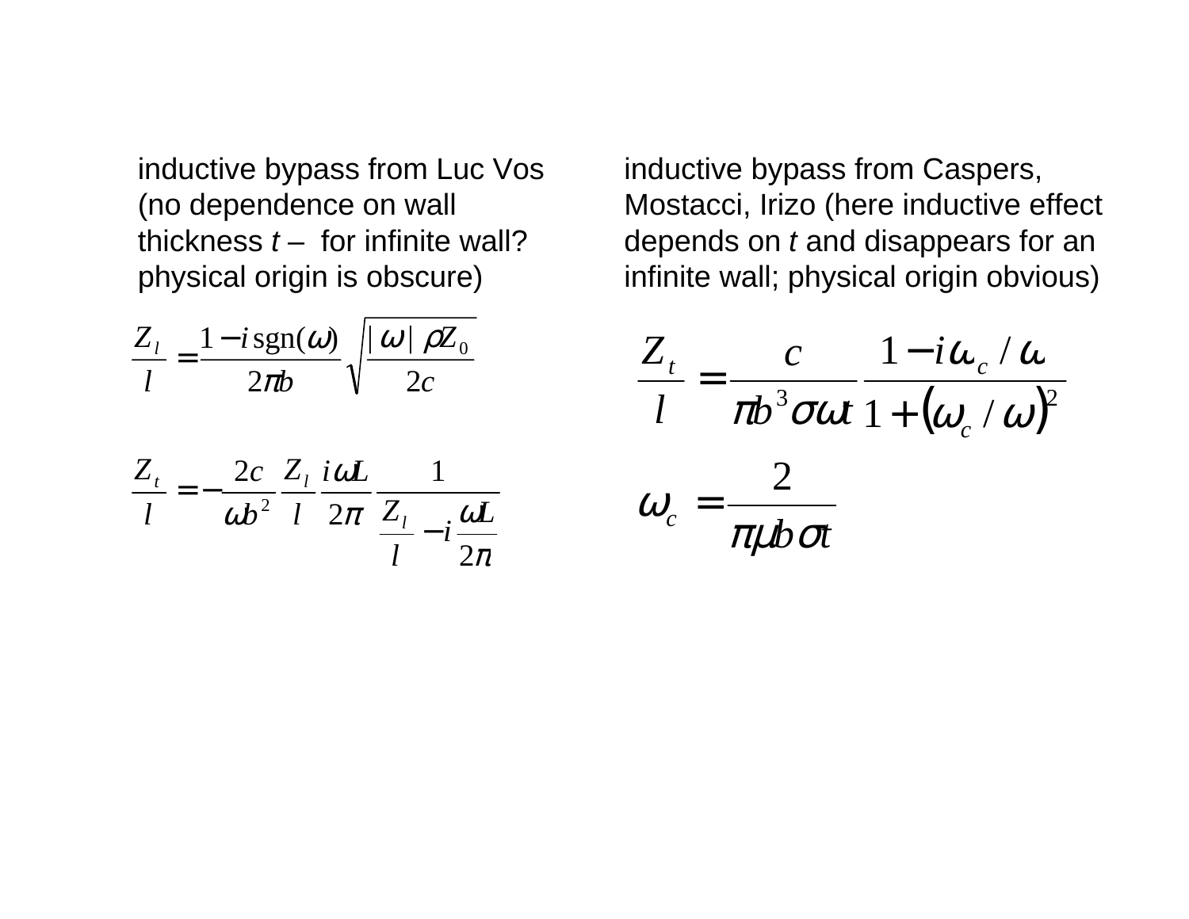inductive bypass from Luc Vos (no dependence on wall thickness *t* – for infinite wall? physical origin is obscure)

$$\frac{Z_l}{l} = \frac{1 - i\,\mathrm{sgn}(\omega)}{2\pi b}\sqrt{\frac{|\,\omega\,|\,\rho Z_0}{2c}}$$

$$\frac{Z_t}{l} = -\frac{2c}{\omega b^2}\,\frac{Z_l}{l}\,\frac{i\omega L}{2\pi}\,\frac{1}{\dfrac{Z_l}{l} - i\,\dfrac{\omega L}{2\pi}}$$

inductive bypass from Caspers, Mostacci, Irizo (here inductive effect depends on *t* and disappears for an infinite wall; physical origin obvious)

$$\frac{Z_t}{l} = \frac{c}{\pi b^3 \sigma \omega t}\,\frac{1 - i\omega_c/\omega}{1 + (\omega_c/\omega)^2}$$

$$\omega_c = \frac{2}{\pi \mu b \sigma t}$$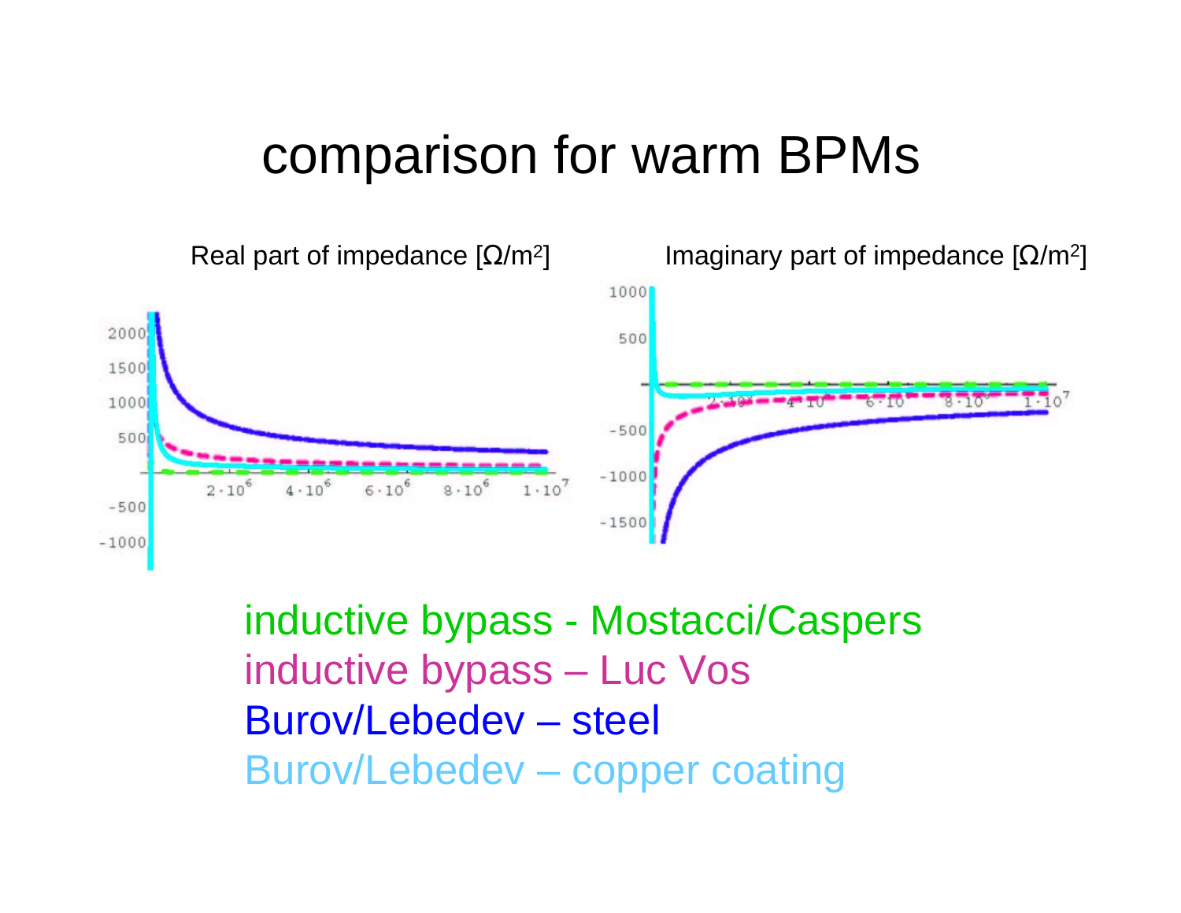# comparison for warm BPMs

Real part of impedance [Ω/m²]

Imaginary part of impedance [Ω/m²]

inductive bypass - Mostacci/Caspers

inductive bypass – Luc Vos

Burov/Lebedev – steel

Burov/Lebedev – copper coating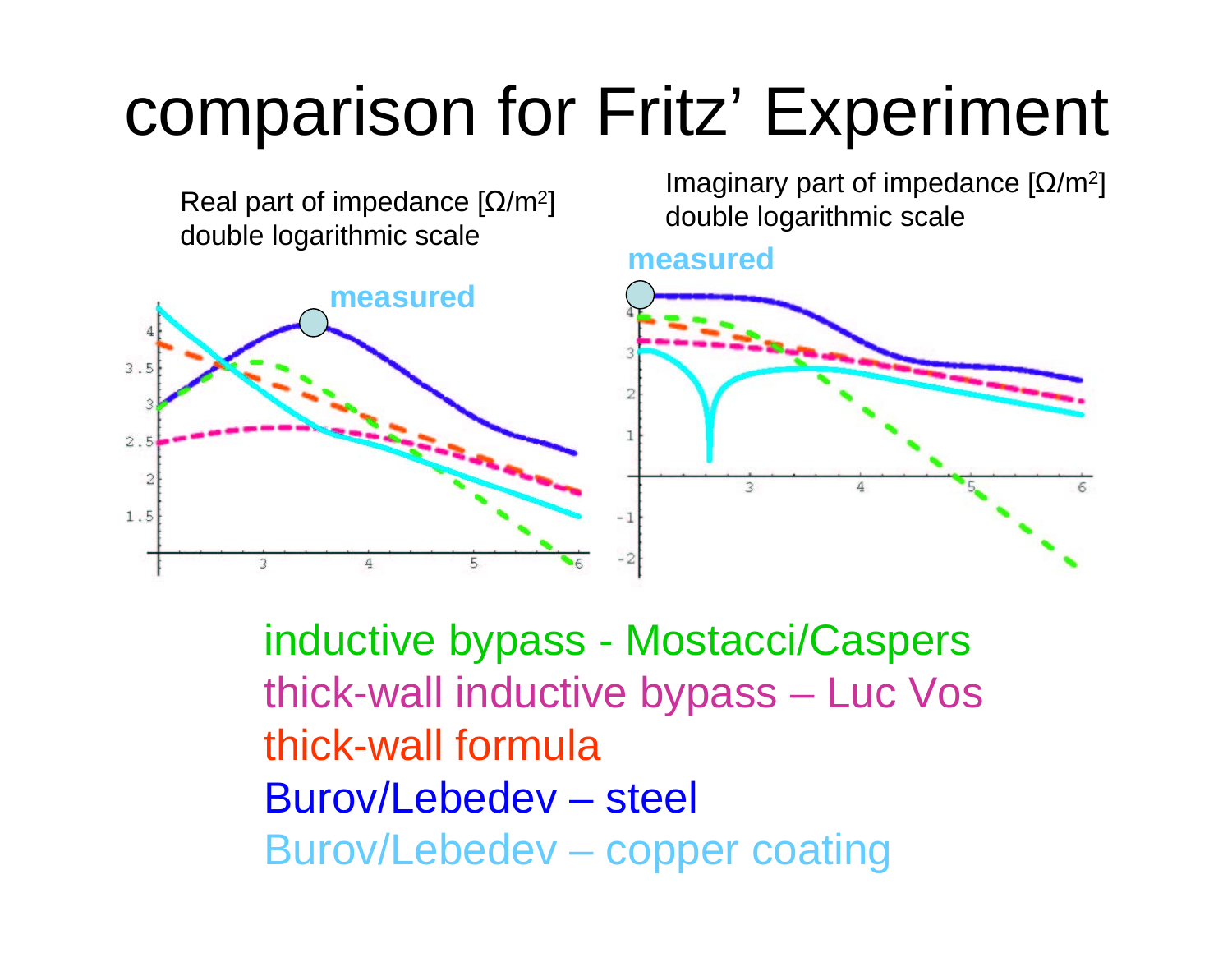# comparison for Fritz' Experiment

Real part of impedance [Ω/m²]
double logarithmic scale

Imaginary part of impedance [Ω/m²]
double logarithmic scale

inductive bypass - Mostacci/Caspers
thick-wall inductive bypass – Luc Vos
thick-wall formula
Burov/Lebedev – steel
Burov/Lebedev – copper coating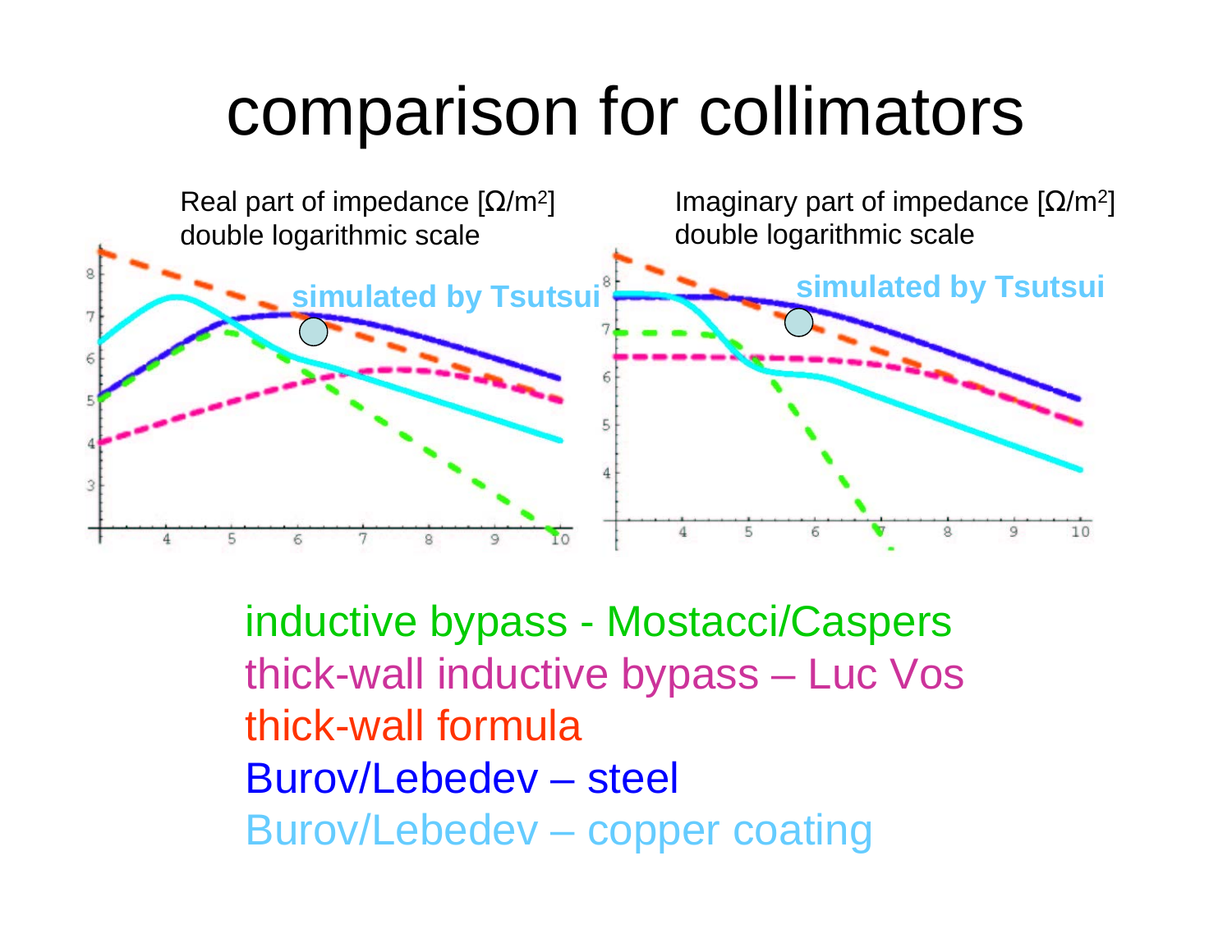# comparison for collimators

Real part of impedance [Ω/m$^2$]
double logarithmic scale

simulated by Tsutsui

8
7
6
5
4
3

4 5 6 7 8 9 10

Imaginary part of impedance [Ω/m$^2$]
double logarithmic scale

simulated by Tsutsui

8
7
6
5
4

4 5 6 7 8 9 10

inductive bypass - Mostacci/Caspers
thick-wall inductive bypass – Luc Vos
thick-wall formula
Burov/Lebedev – steel
Burov/Lebedev – copper coating